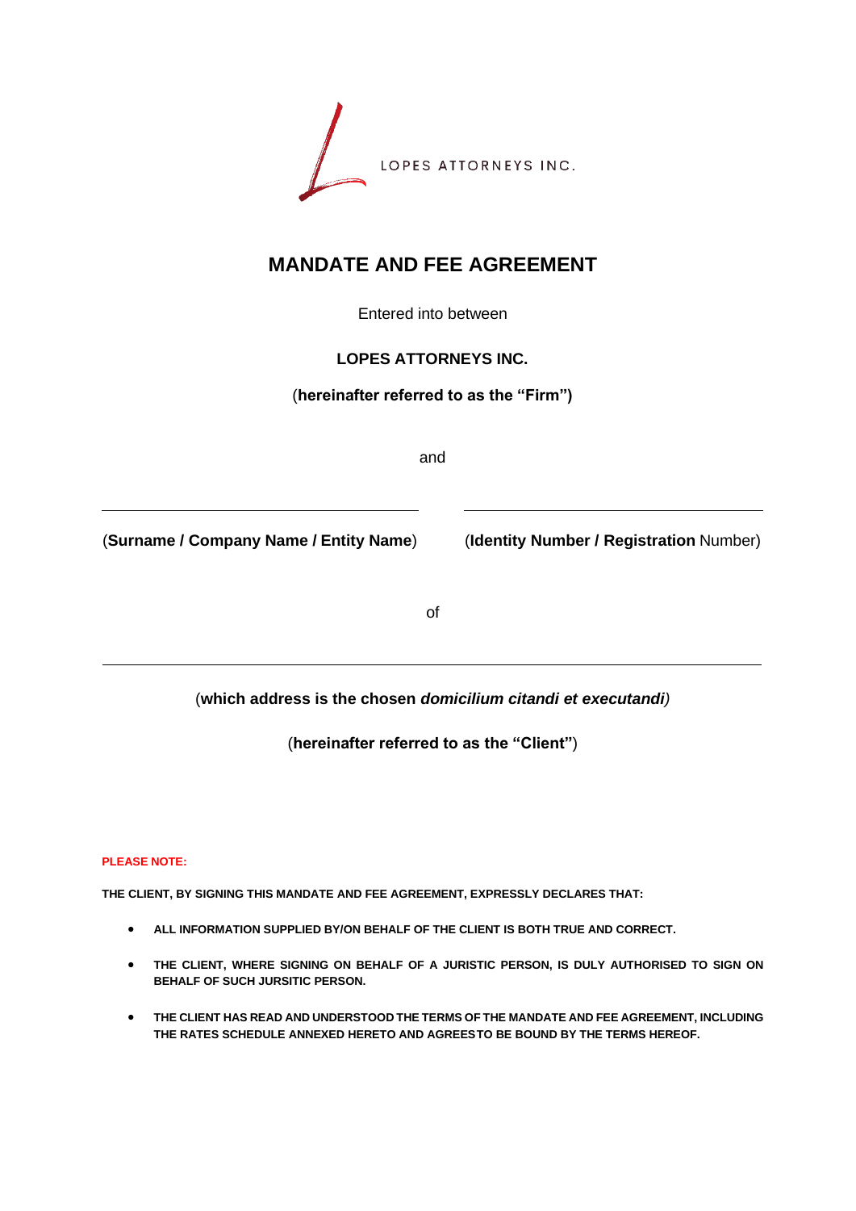LOPES ATTORNEYS INC.

# MANDATE AND FEE AGREEMENT

Entered into between

**LOPES ATTORNEYS INC.**

(**hereinafter referred to as the "Firm")**

and

\_\_\_\_\_\_\_\_\_\_\_\_\_\_\_\_\_\_\_\_\_\_\_\_\_\_\_\_\_\_\_\_\_\_\_\_ \_\_\_\_\_\_\_\_\_\_\_\_\_\_\_\_\_\_\_\_\_\_\_\_\_\_\_\_\_\_\_\_\_\_\_\_

(**Surname / Company Name / Entity Name**) (**Identity Number / Registration** Number)

of

\_\_\_\_\_\_\_\_\_\_\_\_\_\_\_\_\_\_\_\_\_\_\_\_\_\_\_\_\_\_\_\_\_\_\_\_\_\_\_\_\_\_\_\_\_\_\_\_\_\_\_\_\_\_\_\_\_\_\_\_\_\_\_\_\_\_\_\_\_\_\_\_

(**which address is the chosen *domicilium citandi et executandi)***

(**hereinafter referred to as the "Client"**)

**PLEASE NOTE:**

**THE CLIENT, BY SIGNING THIS MANDATE AND FEE AGREEMENT, EXPRESSLY DECLARES THAT:**

- **ALL INFORMATION SUPPLIED BY/ON BEHALF OF THE CLIENT IS BOTH TRUE AND CORRECT.**
- **THE CLIENT, WHERE SIGNING ON BEHALF OF A JURISTIC PERSON, IS DULY AUTHORISED TO SIGN ON BEHALF OF SUCH JURSITIC PERSON.**
- **THE CLIENT HAS READ AND UNDERSTOOD THE TERMS OF THE MANDATE AND FEE AGREEMENT, INCLUDING THE RATES SCHEDULE ANNEXED HERETO AND AGREESTO BE BOUND BY THE TERMS HEREOF.**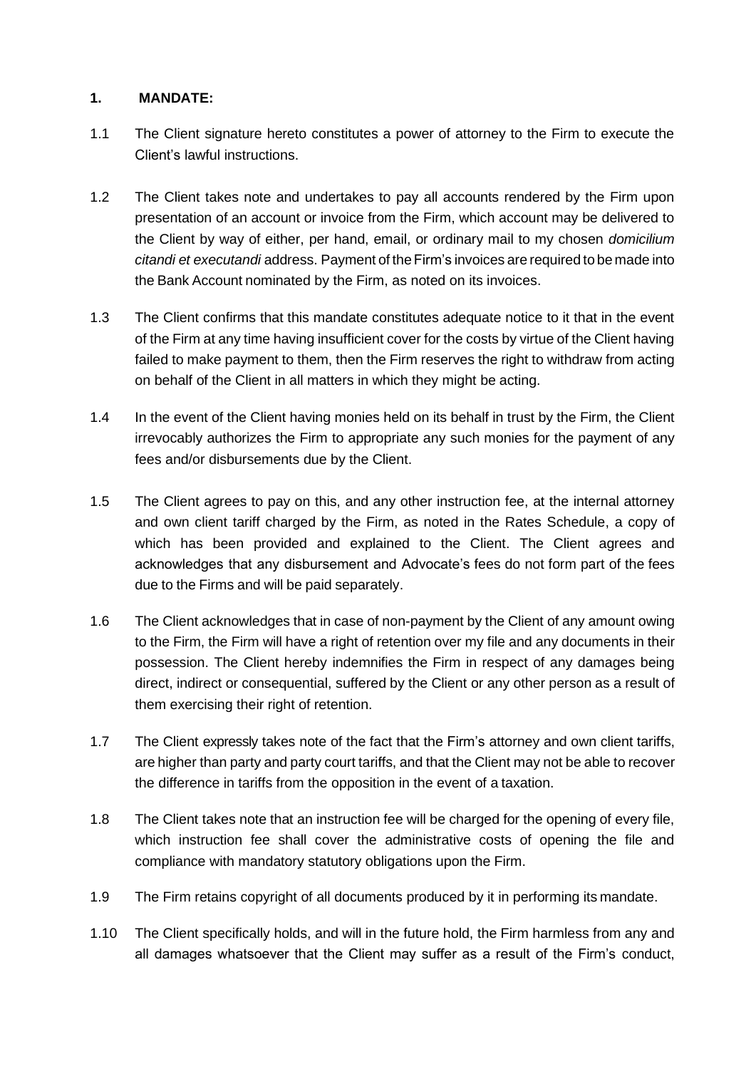**1. MANDATE:**

1.1 The Client signature hereto constitutes a power of attorney to the Firm to execute the Client's lawful instructions.

1.2 The Client takes note and undertakes to pay all accounts rendered by the Firm upon presentation of an account or invoice from the Firm, which account may be delivered to the Client by way of either, per hand, email, or ordinary mail to my chosen *domicilium citandi et executandi* address. Payment of the Firm's invoices are required to be made into the Bank Account nominated by the Firm, as noted on its invoices.

1.3 The Client confirms that this mandate constitutes adequate notice to it that in the event of the Firm at any time having insufficient cover for the costs by virtue of the Client having failed to make payment to them, then the Firm reserves the right to withdraw from acting on behalf of the Client in all matters in which they might be acting.

1.4 In the event of the Client having monies held on its behalf in trust by the Firm, the Client irrevocably authorizes the Firm to appropriate any such monies for the payment of any fees and/or disbursements due by the Client.

1.5 The Client agrees to pay on this, and any other instruction fee, at the internal attorney and own client tariff charged by the Firm, as noted in the Rates Schedule, a copy of which has been provided and explained to the Client. The Client agrees and acknowledges that any disbursement and Advocate's fees do not form part of the fees due to the Firms and will be paid separately.

1.6 The Client acknowledges that in case of non-payment by the Client of any amount owing to the Firm, the Firm will have a right of retention over my file and any documents in their possession. The Client hereby indemnifies the Firm in respect of any damages being direct, indirect or consequential, suffered by the Client or any other person as a result of them exercising their right of retention.

1.7 The Client expressly takes note of the fact that the Firm's attorney and own client tariffs, are higher than party and party court tariffs, and that the Client may not be able to recover the difference in tariffs from the opposition in the event of a taxation.

1.8 The Client takes note that an instruction fee will be charged for the opening of every file, which instruction fee shall cover the administrative costs of opening the file and compliance with mandatory statutory obligations upon the Firm.

1.9 The Firm retains copyright of all documents produced by it in performing its mandate.

1.10 The Client specifically holds, and will in the future hold, the Firm harmless from any and all damages whatsoever that the Client may suffer as a result of the Firm's conduct,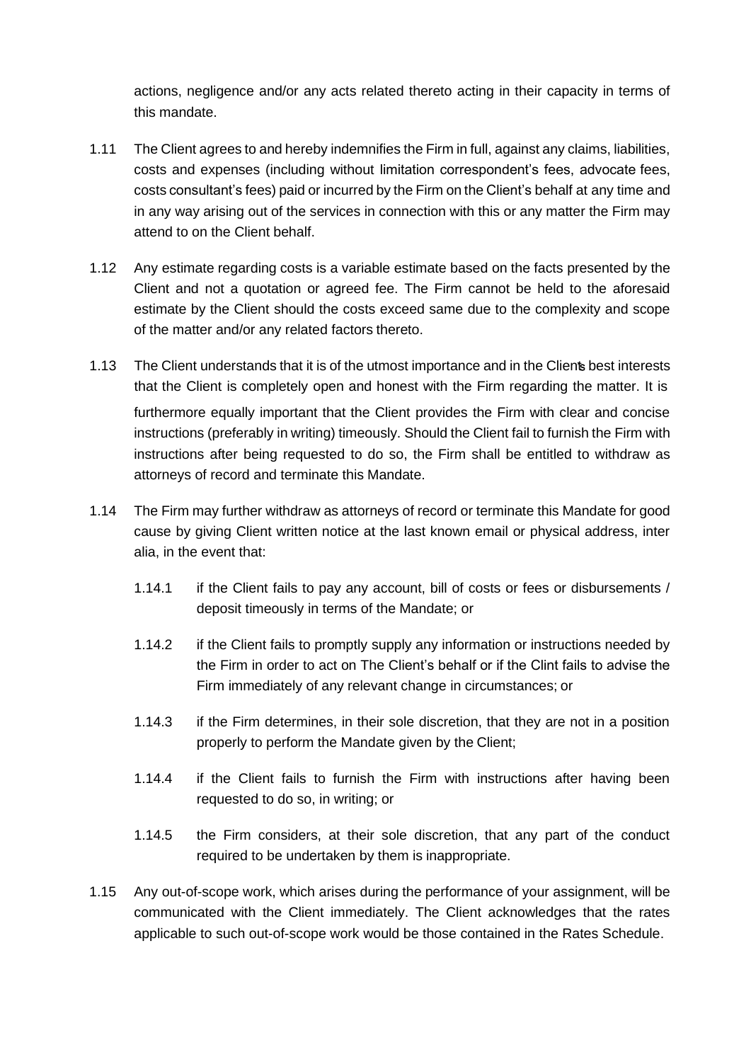actions, negligence and/or any acts related thereto acting in their capacity in terms of this mandate.

1.11 The Client agrees to and hereby indemnifies the Firm in full, against any claims, liabilities, costs and expenses (including without limitation correspondent's fees, advocate fees, costs consultant's fees) paid or incurred by the Firm on the Client's behalf at any time and in any way arising out of the services in connection with this or any matter the Firm may attend to on the Client behalf.

1.12 Any estimate regarding costs is a variable estimate based on the facts presented by the Client and not a quotation or agreed fee. The Firm cannot be held to the aforesaid estimate by the Client should the costs exceed same due to the complexity and scope of the matter and/or any related factors thereto.

1.13 The Client understands that it is of the utmost importance and in the Client's best interests that the Client is completely open and honest with the Firm regarding the matter. It is furthermore equally important that the Client provides the Firm with clear and concise instructions (preferably in writing) timeously. Should the Client fail to furnish the Firm with instructions after being requested to do so, the Firm shall be entitled to withdraw as attorneys of record and terminate this Mandate.

1.14 The Firm may further withdraw as attorneys of record or terminate this Mandate for good cause by giving Client written notice at the last known email or physical address, inter alia, in the event that:

1.14.1 if the Client fails to pay any account, bill of costs or fees or disbursements / deposit timeously in terms of the Mandate; or

1.14.2 if the Client fails to promptly supply any information or instructions needed by the Firm in order to act on The Client's behalf or if the Clint fails to advise the Firm immediately of any relevant change in circumstances; or

1.14.3 if the Firm determines, in their sole discretion, that they are not in a position properly to perform the Mandate given by the Client;

1.14.4 if the Client fails to furnish the Firm with instructions after having been requested to do so, in writing; or

1.14.5 the Firm considers, at their sole discretion, that any part of the conduct required to be undertaken by them is inappropriate.

1.15 Any out-of-scope work, which arises during the performance of your assignment, will be communicated with the Client immediately. The Client acknowledges that the rates applicable to such out-of-scope work would be those contained in the Rates Schedule.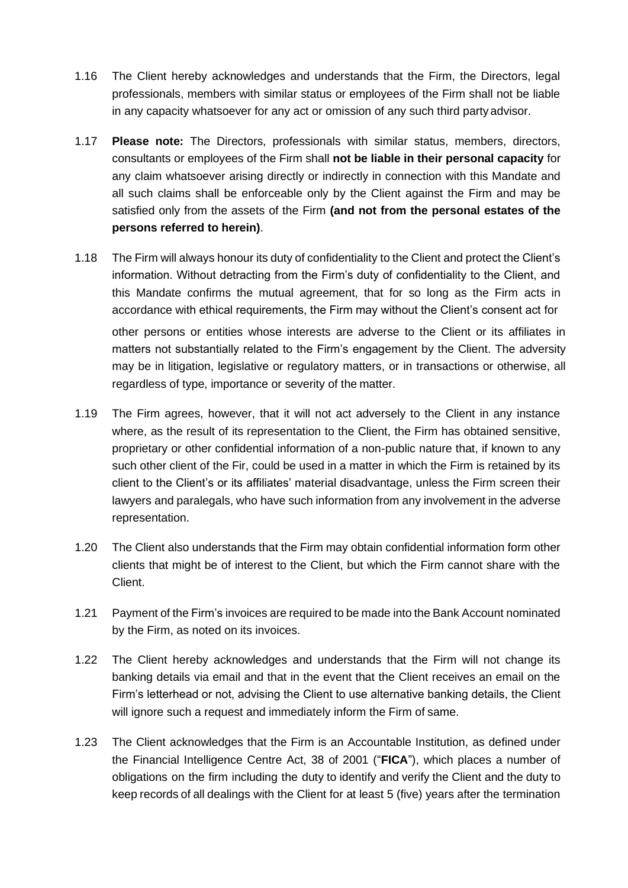1.16 The Client hereby acknowledges and understands that the Firm, the Directors, legal professionals, members with similar status or employees of the Firm shall not be liable in any capacity whatsoever for any act or omission of any such third party advisor.

1.17 **Please note:** The Directors, professionals with similar status, members, directors, consultants or employees of the Firm shall **not be liable in their personal capacity** for any claim whatsoever arising directly or indirectly in connection with this Mandate and all such claims shall be enforceable only by the Client against the Firm and may be satisfied only from the assets of the Firm **(and not from the personal estates of the persons referred to herein)**.

1.18 The Firm will always honour its duty of confidentiality to the Client and protect the Client's information. Without detracting from the Firm's duty of confidentiality to the Client, and this Mandate confirms the mutual agreement, that for so long as the Firm acts in accordance with ethical requirements, the Firm may without the Client's consent act for other persons or entities whose interests are adverse to the Client or its affiliates in matters not substantially related to the Firm's engagement by the Client. The adversity may be in litigation, legislative or regulatory matters, or in transactions or otherwise, all regardless of type, importance or severity of the matter.

1.19 The Firm agrees, however, that it will not act adversely to the Client in any instance where, as the result of its representation to the Client, the Firm has obtained sensitive, proprietary or other confidential information of a non-public nature that, if known to any such other client of the Fir, could be used in a matter in which the Firm is retained by its client to the Client's or its affiliates' material disadvantage, unless the Firm screen their lawyers and paralegals, who have such information from any involvement in the adverse representation.

1.20 The Client also understands that the Firm may obtain confidential information form other clients that might be of interest to the Client, but which the Firm cannot share with the Client.

1.21 Payment of the Firm's invoices are required to be made into the Bank Account nominated by the Firm, as noted on its invoices.

1.22 The Client hereby acknowledges and understands that the Firm will not change its banking details via email and that in the event that the Client receives an email on the Firm's letterhead or not, advising the Client to use alternative banking details, the Client will ignore such a request and immediately inform the Firm of same.

1.23 The Client acknowledges that the Firm is an Accountable Institution, as defined under the Financial Intelligence Centre Act, 38 of 2001 ("**FICA**"), which places a number of obligations on the firm including the duty to identify and verify the Client and the duty to keep records of all dealings with the Client for at least 5 (five) years after the termination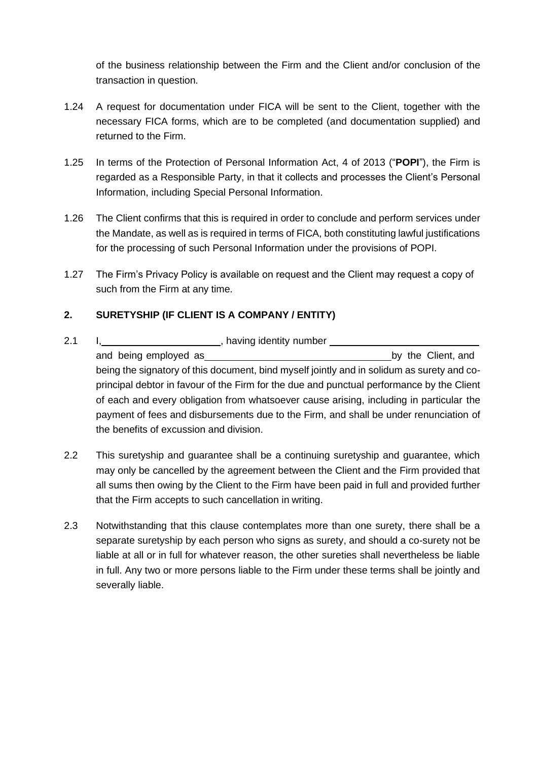of the business relationship between the Firm and the Client and/or conclusion of the transaction in question.

1.24 A request for documentation under FICA will be sent to the Client, together with the necessary FICA forms, which are to be completed (and documentation supplied) and returned to the Firm.

1.25 In terms of the Protection of Personal Information Act, 4 of 2013 ("**POPI**"), the Firm is regarded as a Responsible Party, in that it collects and processes the Client's Personal Information, including Special Personal Information.

1.26 The Client confirms that this is required in order to conclude and perform services under the Mandate, as well as is required in terms of FICA, both constituting lawful justifications for the processing of such Personal Information under the provisions of POPI.

1.27 The Firm's Privacy Policy is available on request and the Client may request a copy of such from the Firm at any time.

## 2. SURETYSHIP (IF CLIENT IS A COMPANY / ENTITY)

2.1 I, ______________________, having identity number ____________________________ and being employed as __________________________________ by the Client, and being the signatory of this document, bind myself jointly and in solidum as surety and co-principal debtor in favour of the Firm for the due and punctual performance by the Client of each and every obligation from whatsoever cause arising, including in particular the payment of fees and disbursements due to the Firm, and shall be under renunciation of the benefits of excussion and division.

2.2 This suretyship and guarantee shall be a continuing suretyship and guarantee, which may only be cancelled by the agreement between the Client and the Firm provided that all sums then owing by the Client to the Firm have been paid in full and provided further that the Firm accepts to such cancellation in writing.

2.3 Notwithstanding that this clause contemplates more than one surety, there shall be a separate suretyship by each person who signs as surety, and should a co-surety not be liable at all or in full for whatever reason, the other sureties shall nevertheless be liable in full. Any two or more persons liable to the Firm under these terms shall be jointly and severally liable.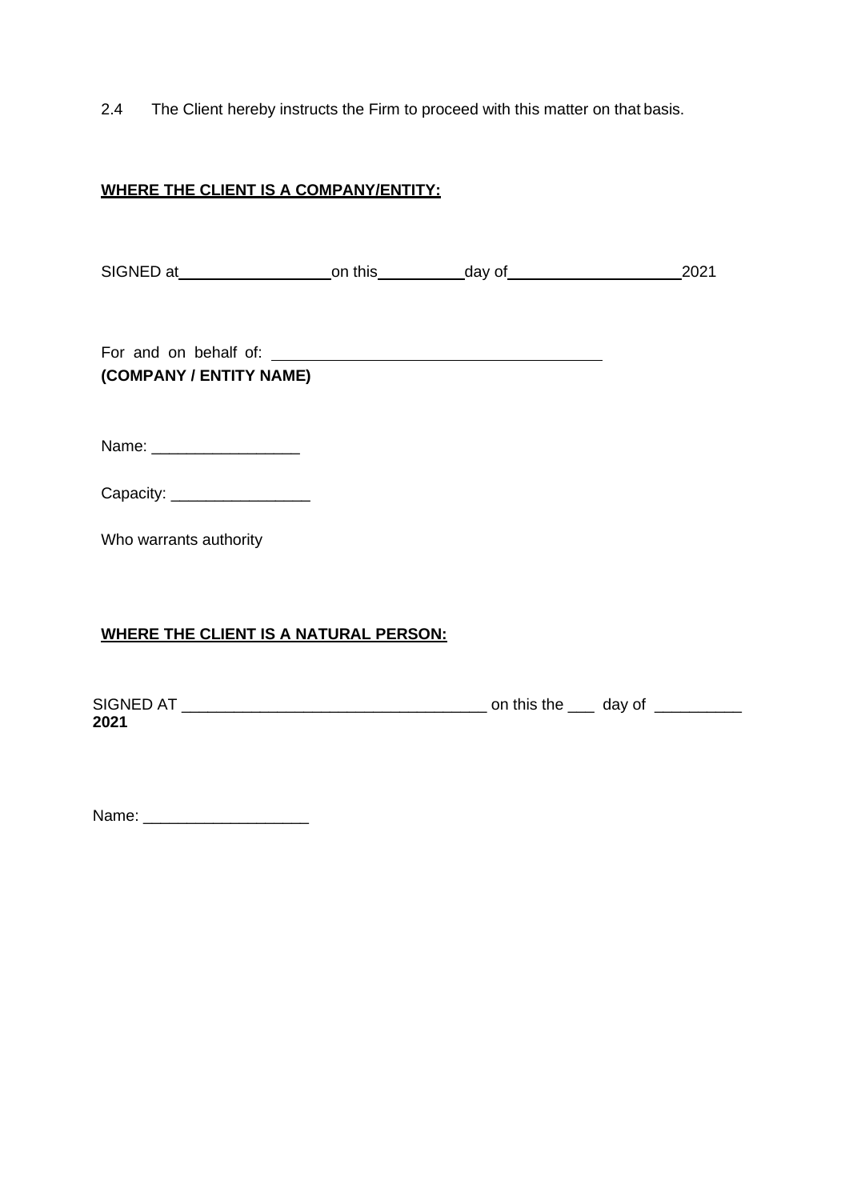2.4 The Client hereby instructs the Firm to proceed with this matter on that basis.

**WHERE THE CLIENT IS A COMPANY/ENTITY:**

SIGNED at__________________on this__________day of____________________2021

For and on behalf of: ______________________________________
**(COMPANY / ENTITY NAME)**

Name: _________________

Capacity: ________________

Who warrants authority

**WHERE THE CLIENT IS A NATURAL PERSON:**

SIGNED AT __________________________________ on this the ___ day of __________ **2021**

Name: ___________________